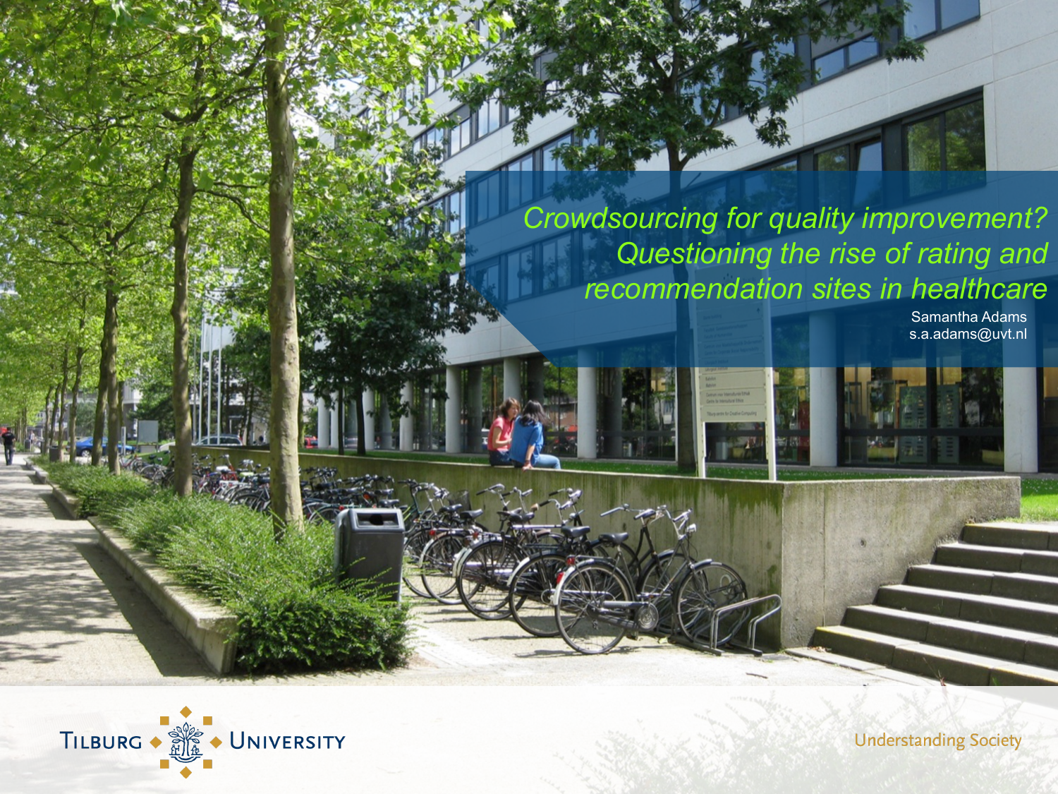# Crowdsourcing for quality improvement? Questioning the rise of rating and recommendation sites in healthcare

Samantha Adams
s.a.adams@uvt.nl

Tilburg University

Understanding Society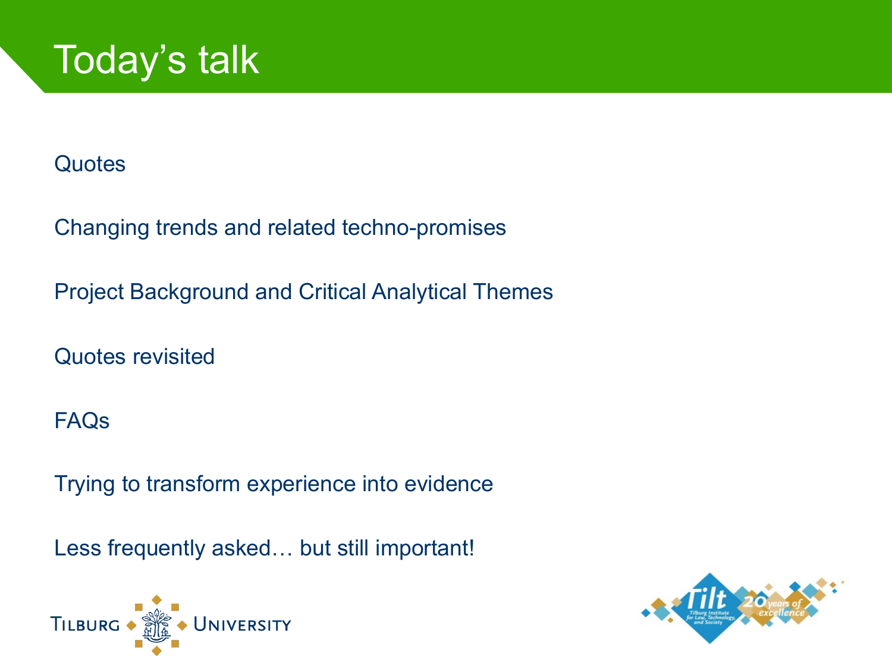# Today's talk

Quotes

Changing trends and related techno-promises

Project Background and Critical Analytical Themes

Quotes revisited

FAQs

Trying to transform experience into evidence

Less frequently asked… but still important!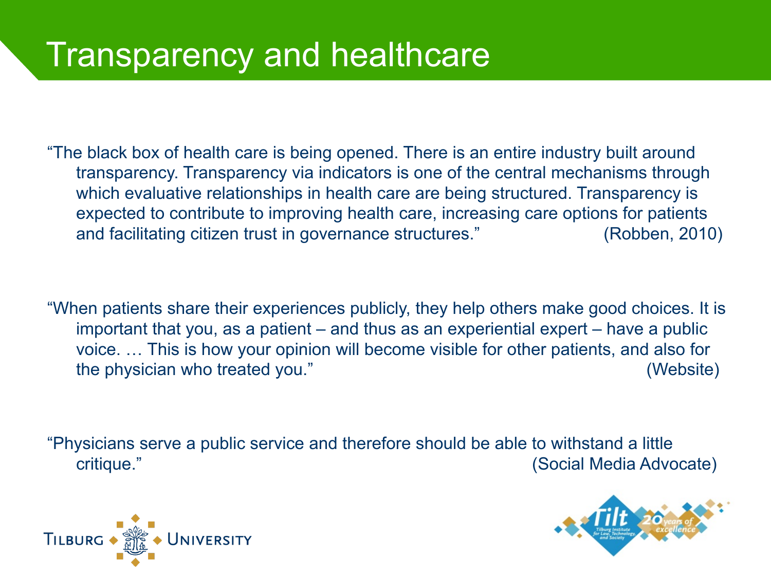# Transparency and healthcare

"The black box of health care is being opened. There is an entire industry built around transparency. Transparency via indicators is one of the central mechanisms through which evaluative relationships in health care are being structured. Transparency is expected to contribute to improving health care, increasing care options for patients and facilitating citizen trust in governance structures." (Robben, 2010)

"When patients share their experiences publicly, they help others make good choices. It is important that you, as a patient – and thus as an experiential expert – have a public voice. … This is how your opinion will become visible for other patients, and also for the physician who treated you." (Website)

"Physicians serve a public service and therefore should be able to withstand a little critique." (Social Media Advocate)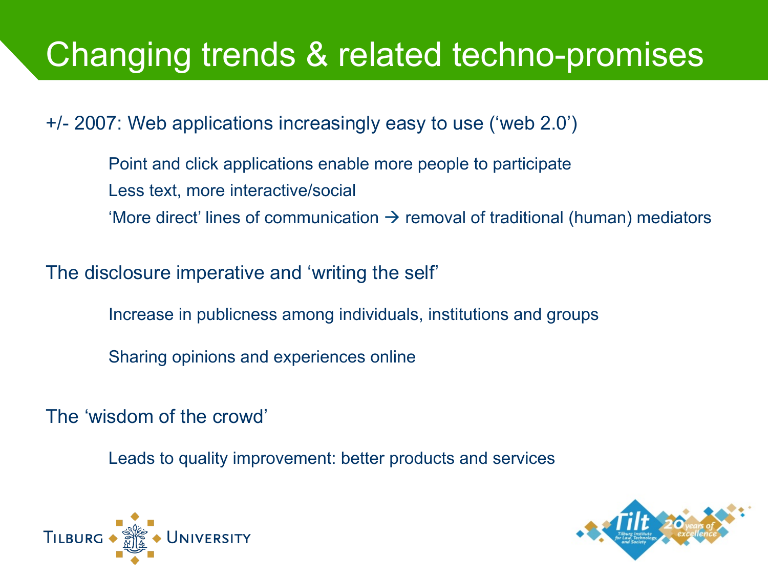# Changing trends & related techno-promises

+/- 2007: Web applications increasingly easy to use ('web 2.0')

- Point and click applications enable more people to participate
- Less text, more interactive/social
- 'More direct' lines of communication → removal of traditional (human) mediators

The disclosure imperative and 'writing the self'

- Increase in publicness among individuals, institutions and groups
- Sharing opinions and experiences online

The 'wisdom of the crowd'

- Leads to quality improvement: better products and services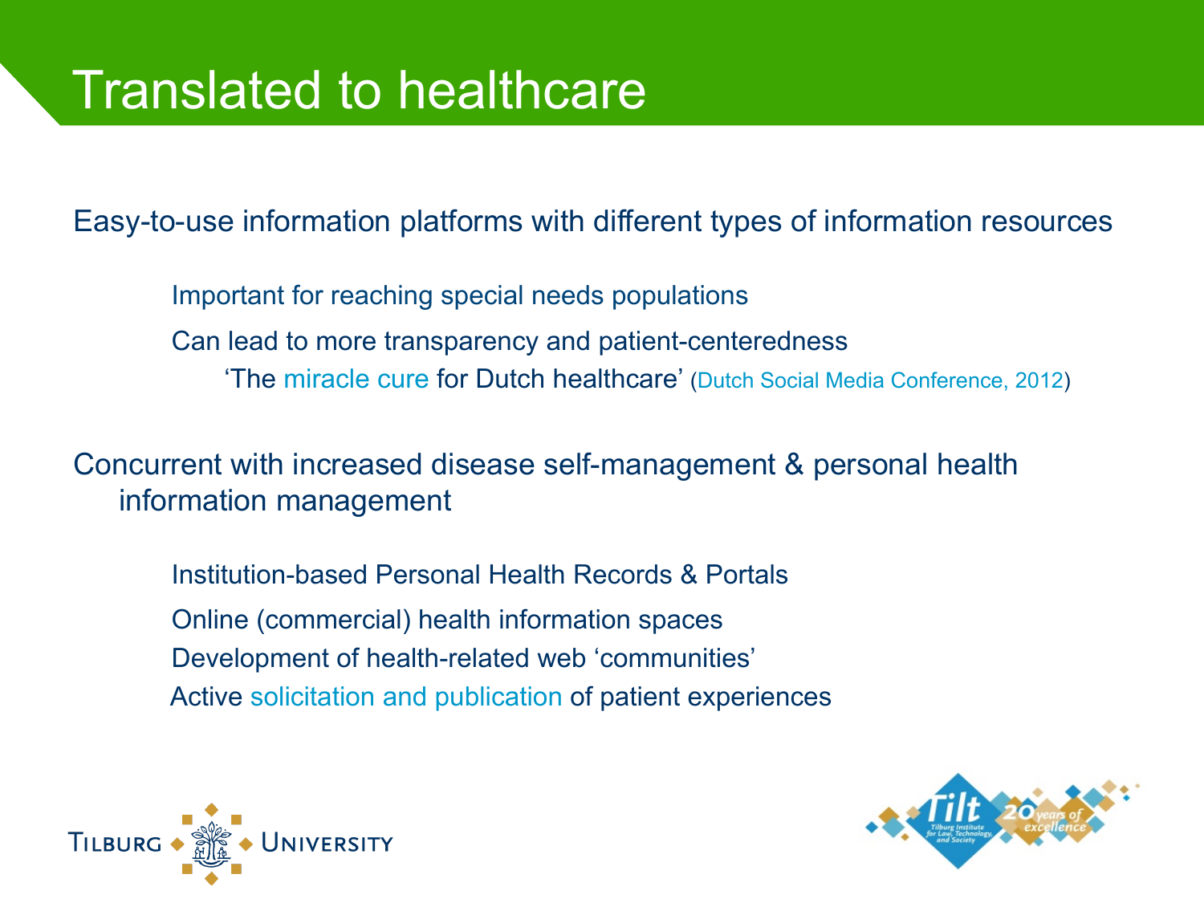# Translated to healthcare

Easy-to-use information platforms with different types of information resources

- Important for reaching special needs populations
- Can lead to more transparency and patient-centeredness
  - 'The miracle cure for Dutch healthcare' (Dutch Social Media Conference, 2012)

Concurrent with increased disease self-management & personal health information management

- Institution-based Personal Health Records & Portals
- Online (commercial) health information spaces
- Development of health-related web 'communities'
- Active solicitation and publication of patient experiences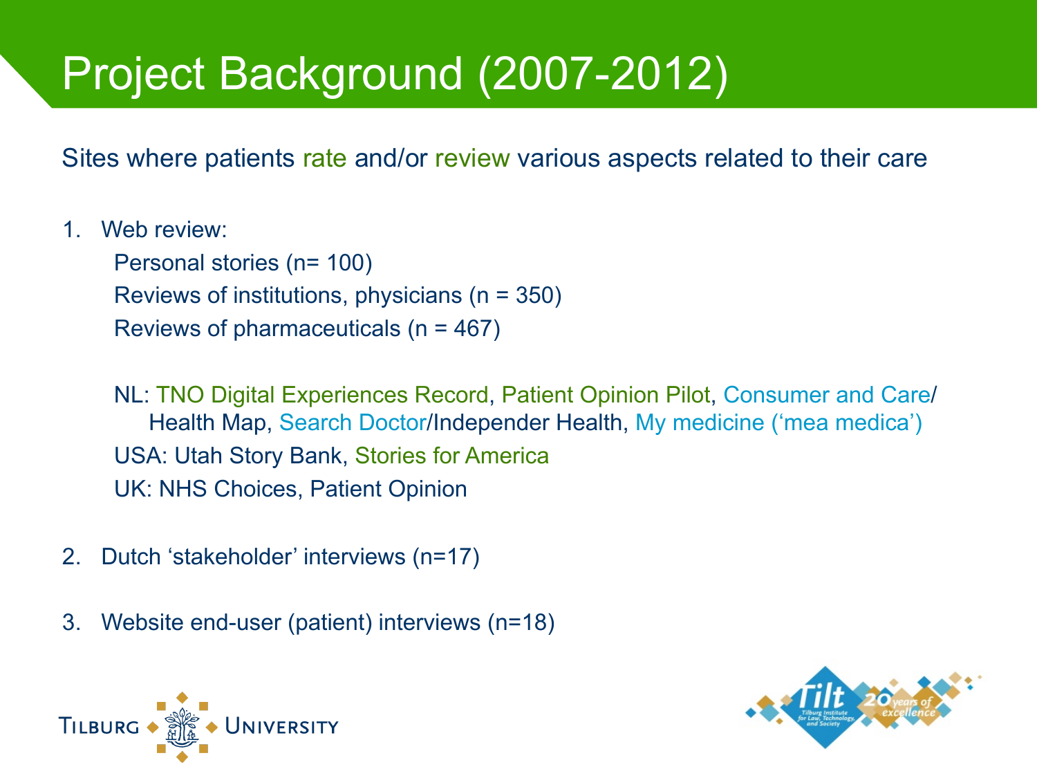# Project Background (2007-2012)

Sites where patients rate and/or review various aspects related to their care

1. Web review:
   - Personal stories (n= 100)
   - Reviews of institutions, physicians (n = 350)
   - Reviews of pharmaceuticals (n = 467)

   NL: TNO Digital Experiences Record, Patient Opinion Pilot, Consumer and Care/ Health Map, Search Doctor/Independer Health, My medicine ('mea medica')

   USA: Utah Story Bank, Stories for America

   UK: NHS Choices, Patient Opinion

2. Dutch 'stakeholder' interviews (n=17)

3. Website end-user (patient) interviews (n=18)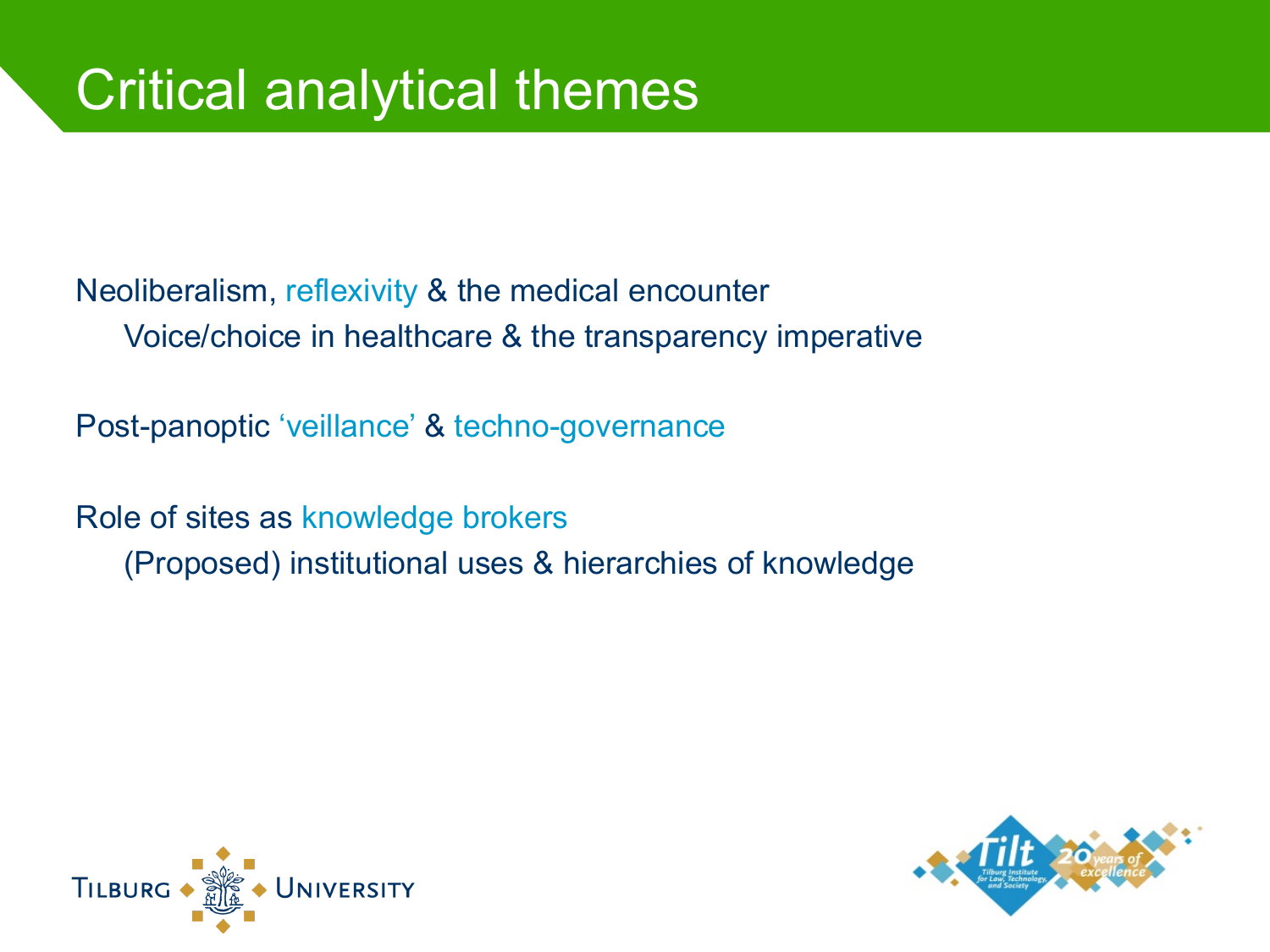# Critical analytical themes

Neoliberalism, reflexivity & the medical encounter

- Voice/choice in healthcare & the transparency imperative

Post-panoptic ‘veillance’ & techno-governance

Role of sites as knowledge brokers

- (Proposed) institutional uses & hierarchies of knowledge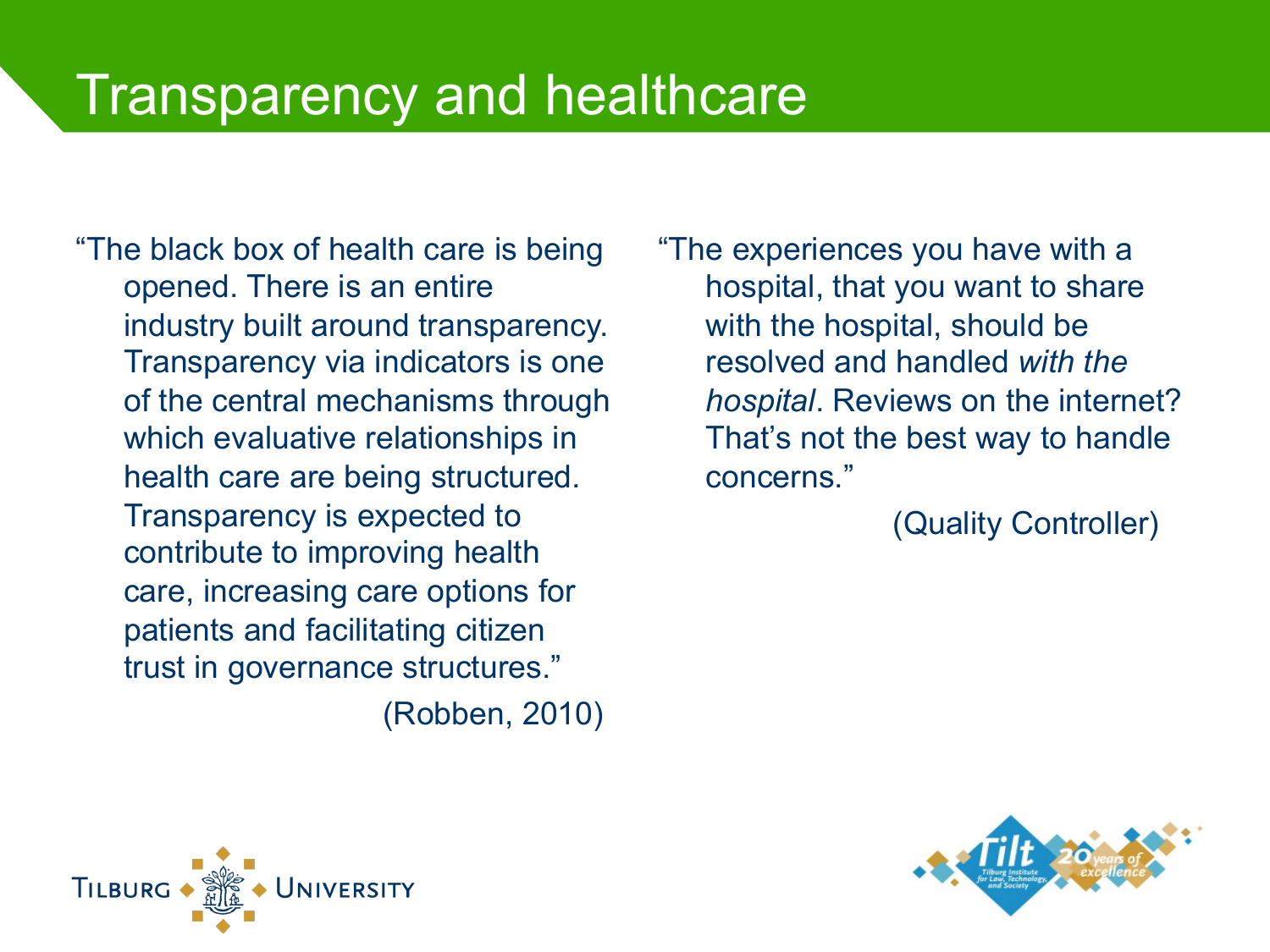# Transparency and healthcare

"The black box of health care is being opened. There is an entire industry built around transparency. Transparency via indicators is one of the central mechanisms through which evaluative relationships in health care are being structured. Transparency is expected to contribute to improving health care, increasing care options for patients and facilitating citizen trust in governance structures."

(Robben, 2010)

"The experiences you have with a hospital, that you want to share with the hospital, should be resolved and handled *with the hospital*. Reviews on the internet? That's not the best way to handle concerns."

(Quality Controller)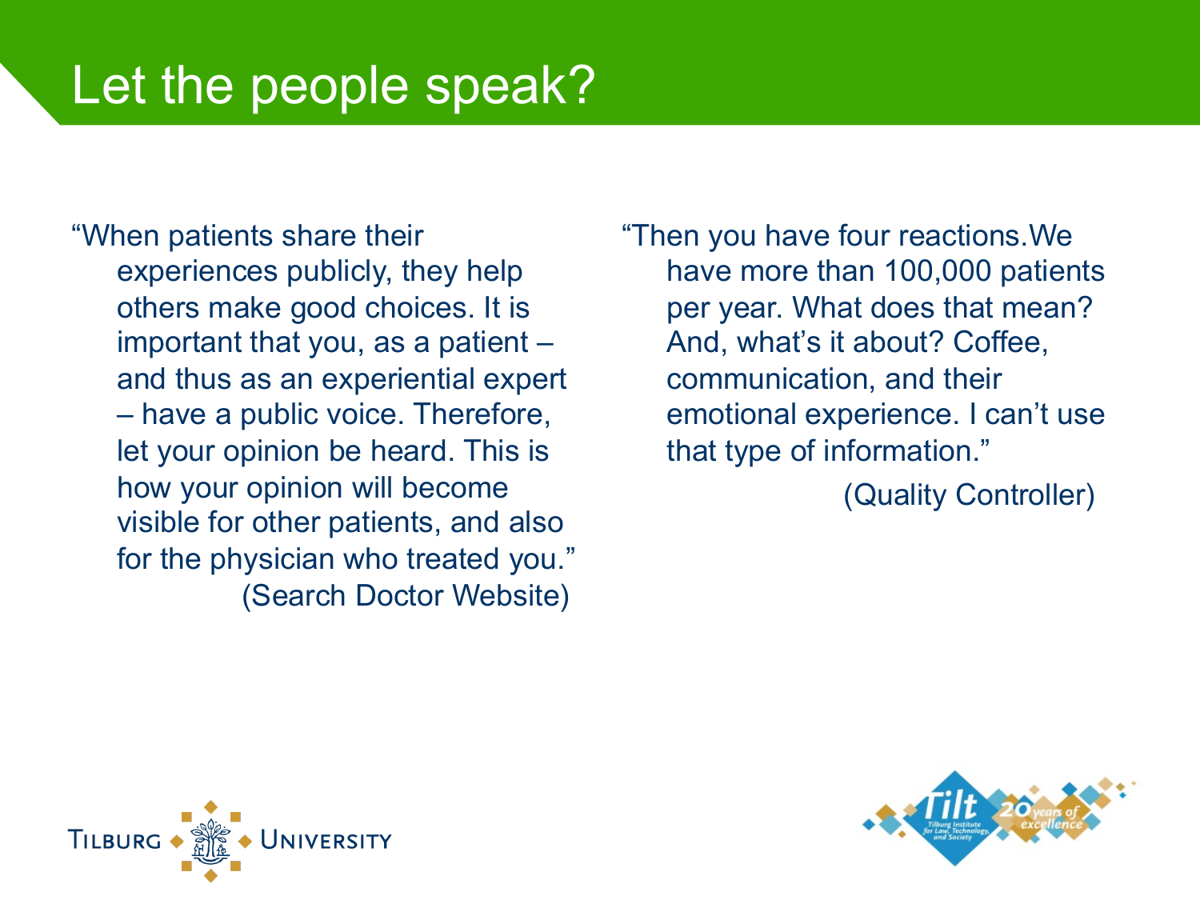# Let the people speak?

"When patients share their experiences publicly, they help others make good choices. It is important that you, as a patient – and thus as an experiential expert – have a public voice. Therefore, let your opinion be heard. This is how your opinion will become visible for other patients, and also for the physician who treated you."
(Search Doctor Website)

"Then you have four reactions.We have more than 100,000 patients per year. What does that mean? And, what's it about? Coffee, communication, and their emotional experience. I can't use that type of information."
(Quality Controller)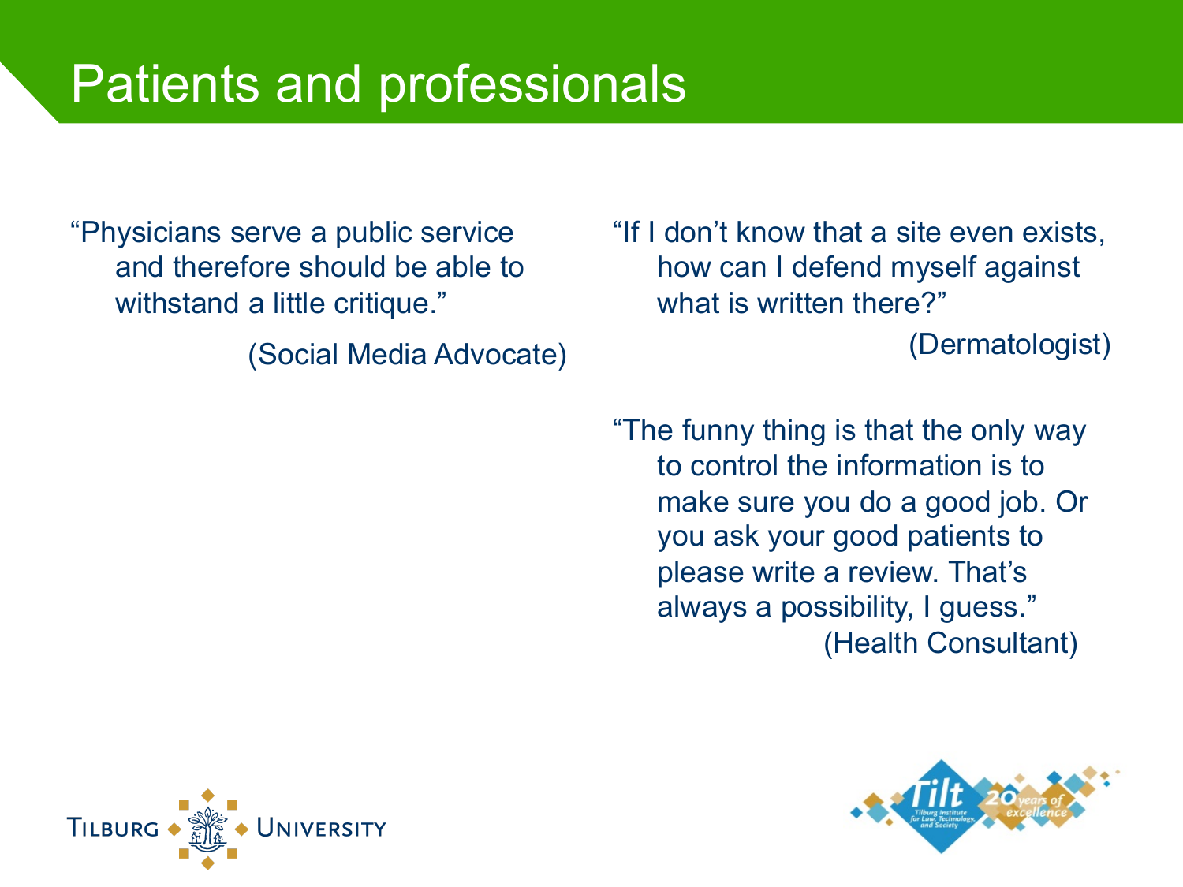# Patients and professionals

"Physicians serve a public service and therefore should be able to withstand a little critique."

(Social Media Advocate)

"If I don't know that a site even exists, how can I defend myself against what is written there?"

(Dermatologist)

"The funny thing is that the only way to control the information is to make sure you do a good job. Or you ask your good patients to please write a review. That's always a possibility, I guess."

(Health Consultant)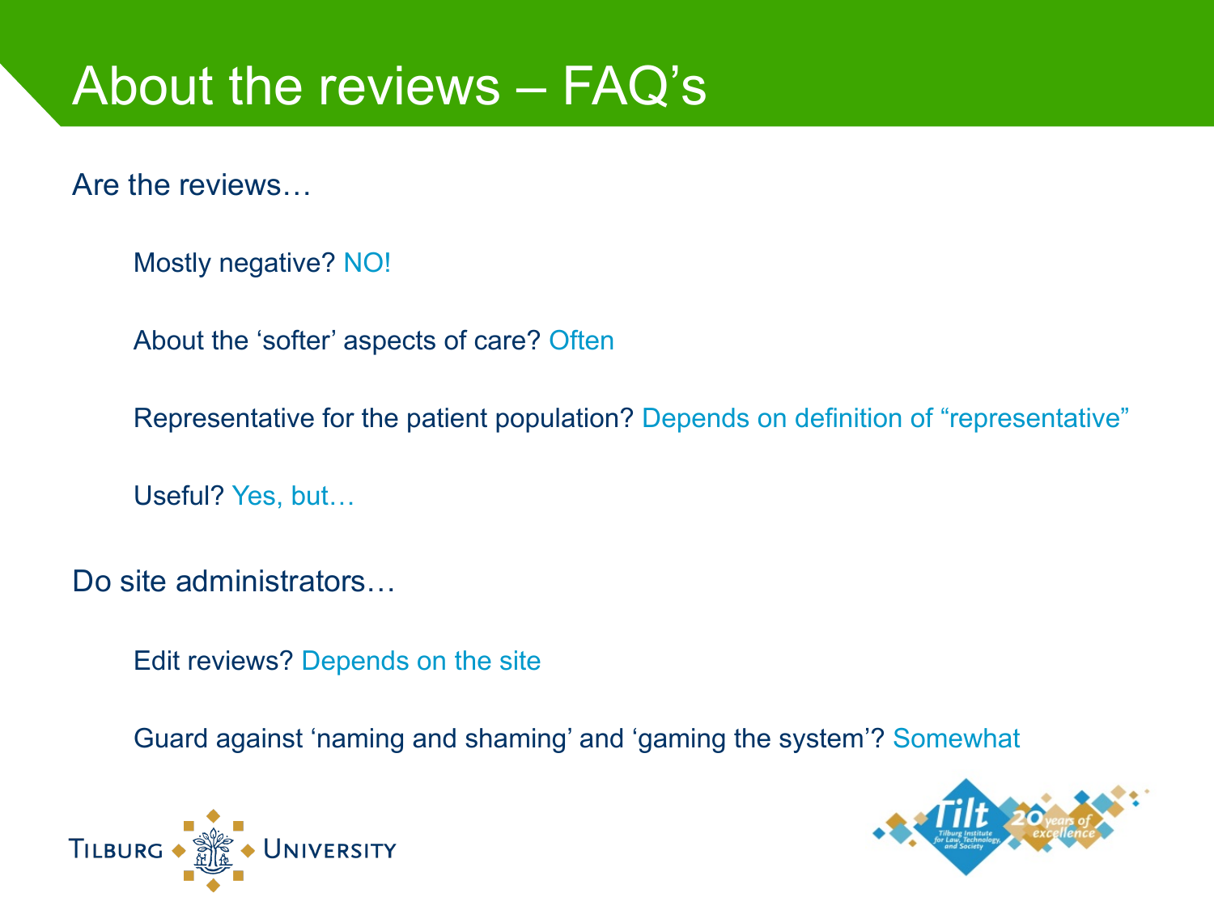# About the reviews – FAQ's

Are the reviews…

- Mostly negative? NO!
- About the 'softer' aspects of care? Often
- Representative for the patient population? Depends on definition of "representative"
- Useful? Yes, but…

Do site administrators…

- Edit reviews? Depends on the site
- Guard against 'naming and shaming' and 'gaming the system'? Somewhat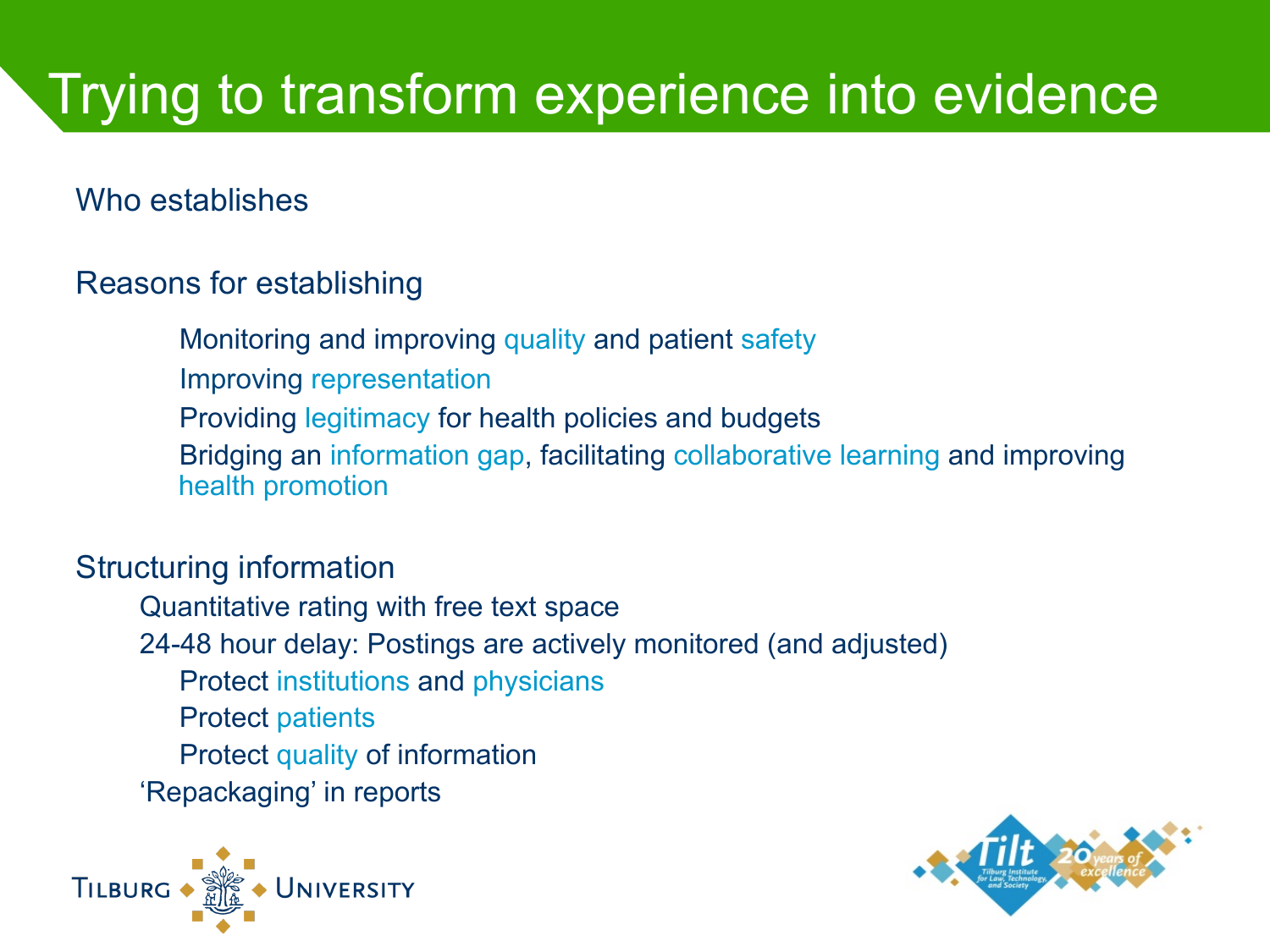# Trying to transform experience into evidence

Who establishes

Reasons for establishing

- Monitoring and improving quality and patient safety
- Improving representation
- Providing legitimacy for health policies and budgets
- Bridging an information gap, facilitating collaborative learning and improving health promotion

Structuring information

- Quantitative rating with free text space
- 24-48 hour delay: Postings are actively monitored (and adjusted)
  - Protect institutions and physicians
  - Protect patients
  - Protect quality of information
- 'Repackaging' in reports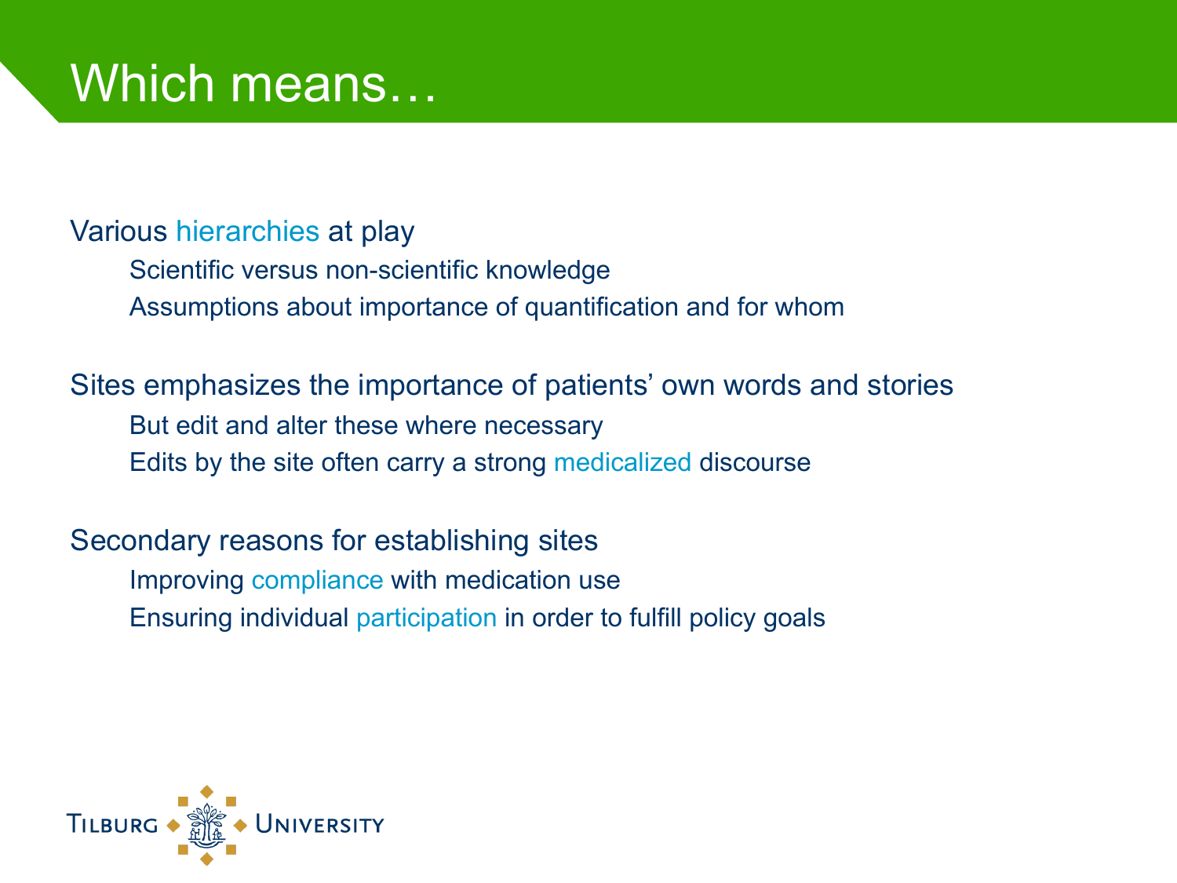# Which means…

Various hierarchies at play

- Scientific versus non-scientific knowledge
- Assumptions about importance of quantification and for whom

Sites emphasizes the importance of patients' own words and stories

- But edit and alter these where necessary
- Edits by the site often carry a strong medicalized discourse

Secondary reasons for establishing sites

- Improving compliance with medication use
- Ensuring individual participation in order to fulfill policy goals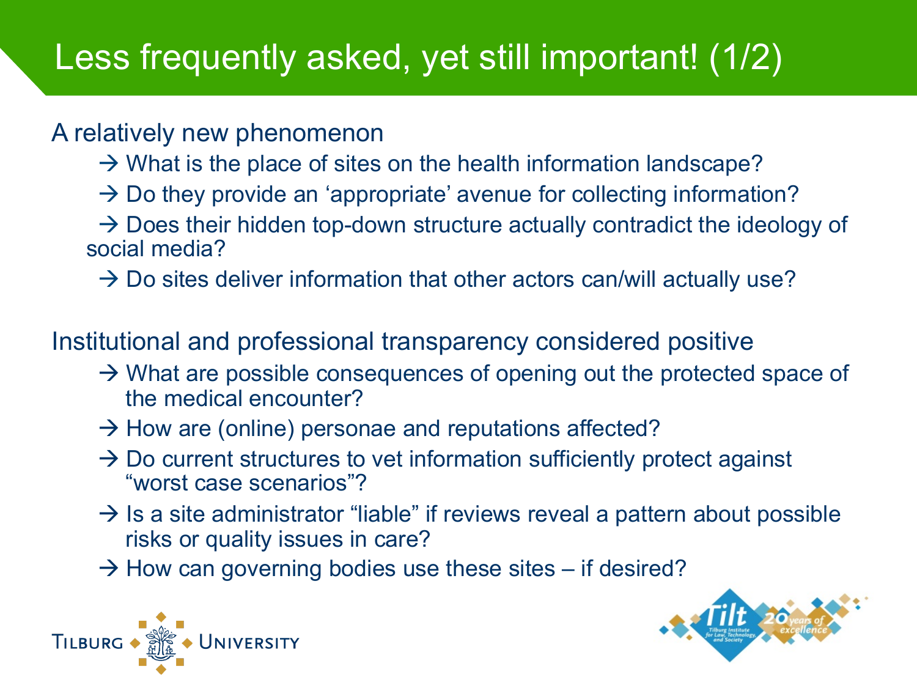# Less frequently asked, yet still important! (1/2)

A relatively new phenomenon

- → What is the place of sites on the health information landscape?
- → Do they provide an 'appropriate' avenue for collecting information?
- → Does their hidden top-down structure actually contradict the ideology of social media?
- → Do sites deliver information that other actors can/will actually use?

Institutional and professional transparency considered positive

- → What are possible consequences of opening out the protected space of the medical encounter?
- → How are (online) personae and reputations affected?
- → Do current structures to vet information sufficiently protect against "worst case scenarios"?
- → Is a site administrator "liable" if reviews reveal a pattern about possible risks or quality issues in care?
- → How can governing bodies use these sites – if desired?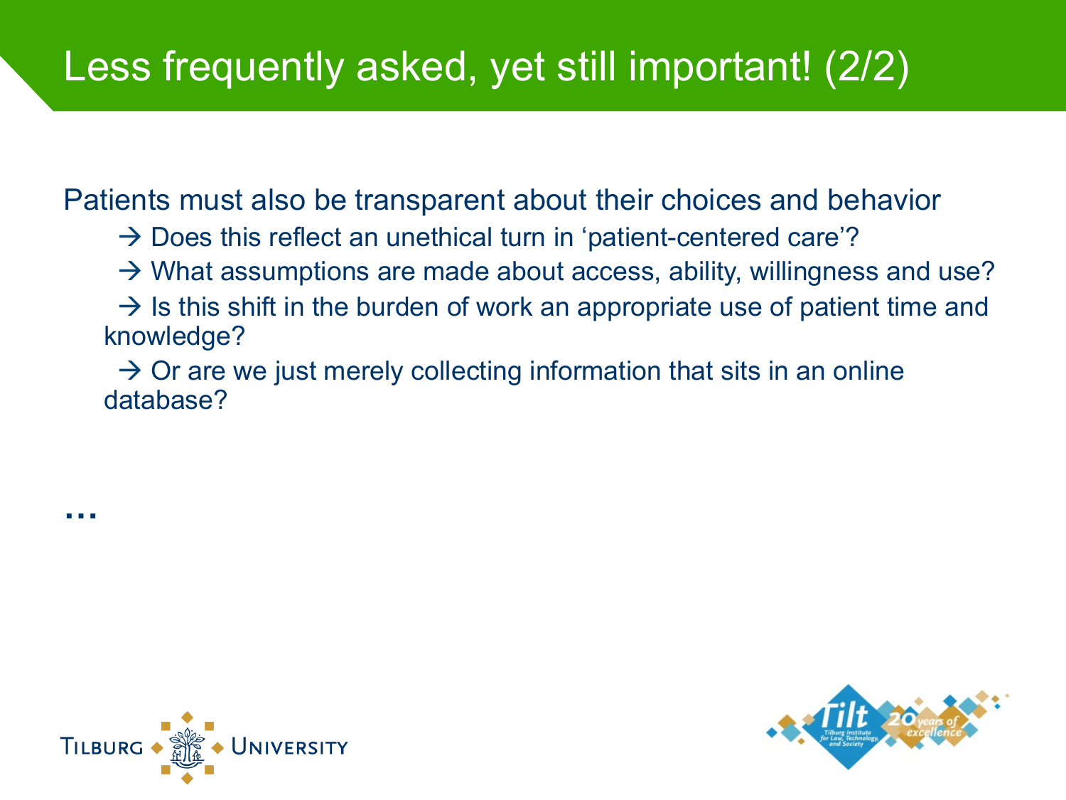# Less frequently asked, yet still important! (2/2)

Patients must also be transparent about their choices and behavior

- → Does this reflect an unethical turn in 'patient-centered care'?
- → What assumptions are made about access, ability, willingness and use?
- → Is this shift in the burden of work an appropriate use of patient time and knowledge?
- → Or are we just merely collecting information that sits in an online database?

…